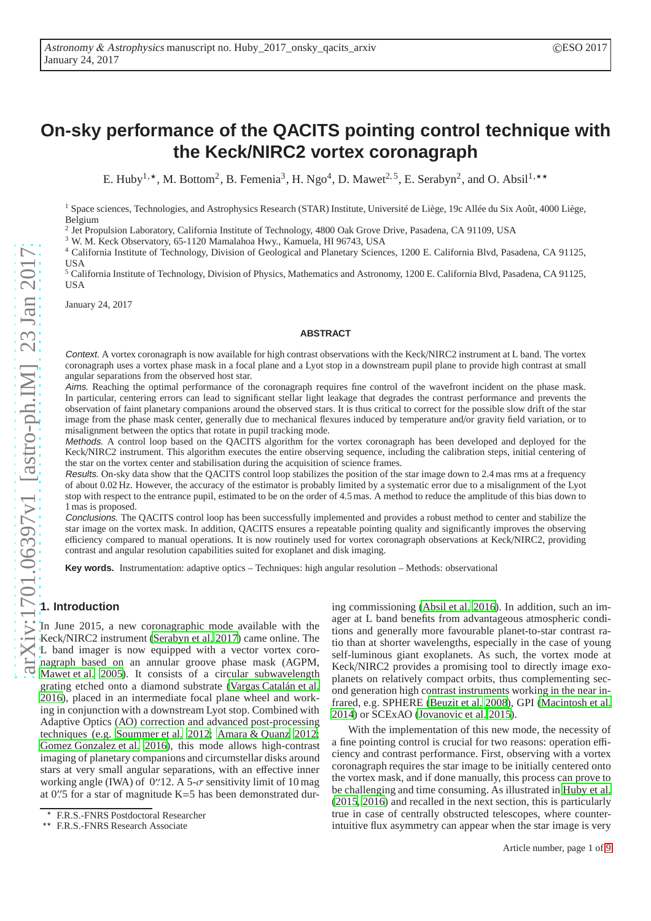# On-sky performance of the QACITS pointing control technique with the Keck/NIRC2 vortex coronagraph

E. Huby[1,⋆], M. Bottom[2], B. Femenia[3], H. Ngo[4], D. Mawet[2,5], E. Serabyn[2], and O. Absil[1,⋆⋆]

[1] Space sciences, Technologies, and Astrophysics Research (STAR) Institute, Université de Liège, 19c Allée du Six Août, 4000 Liège, Belgium
[2] Jet Propulsion Laboratory, California Institute of Technology, 4800 Oak Grove Drive, Pasadena, CA 91109, USA
[3] W. M. Keck Observatory, 65-1120 Mamalahoa Hwy., Kamuela, HI 96743, USA
[4] California Institute of Technology, Division of Geological and Planetary Sciences, 1200 E. California Blvd, Pasadena, CA 91125, USA
[5] California Institute of Technology, Division of Physics, Mathematics and Astronomy, 1200 E. California Blvd, Pasadena, CA 91125, USA

January 24, 2017

## ABSTRACT

*Context.* A vortex coronagraph is now available for high contrast observations with the Keck/NIRC2 instrument at L band. The vortex coronagraph uses a vortex phase mask in a focal plane and a Lyot stop in a downstream pupil plane to provide high contrast at small angular separations from the observed host star.

*Aims.* Reaching the optimal performance of the coronagraph requires fine control of the wavefront incident on the phase mask. In particular, centering errors can lead to significant stellar light leakage that degrades the contrast performance and prevents the observation of faint planetary companions around the observed stars. It is thus critical to correct for the possible slow drift of the star image from the phase mask center, generally due to mechanical flexures induced by temperature and/or gravity field variation, or to misalignment between the optics that rotate in pupil tracking mode.

*Methods.* A control loop based on the QACITS algorithm for the vortex coronagraph has been developed and deployed for the Keck/NIRC2 instrument. This algorithm executes the entire observing sequence, including the calibration steps, initial centering of the star on the vortex center and stabilisation during the acquisition of science frames.

*Results.* On-sky data show that the QACITS control loop stabilizes the position of the star image down to 2.4 mas rms at a frequency of about 0.02 Hz. However, the accuracy of the estimator is probably limited by a systematic error due to a misalignment of the Lyot stop with respect to the entrance pupil, estimated to be on the order of 4.5 mas. A method to reduce the amplitude of this bias down to 1 mas is proposed.

*Conclusions.* The QACITS control loop has been successfully implemented and provides a robust method to center and stabilize the star image on the vortex mask. In addition, QACITS ensures a repeatable pointing quality and significantly improves the observing efficiency compared to manual operations. It is now routinely used for vortex coronagraph observations at Keck/NIRC2, providing contrast and angular resolution capabilities suited for exoplanet and disk imaging.

**Key words.** Instrumentation: adaptive optics – Techniques: high angular resolution – Methods: observational

## 1. Introduction

In June 2015, a new coronagraphic mode available with the Keck/NIRC2 instrument (Serabyn et al. 2017) came online. The L band imager is now equipped with a vector vortex coronagraph based on an annular groove phase mask (AGPM, Mawet et al. 2005). It consists of a circular subwavelength grating etched onto a diamond substrate (Vargas Catalán et al. 2016), placed in an intermediate focal plane wheel and working in conjunction with a downstream Lyot stop. Combined with Adaptive Optics (AO) correction and advanced post-processing techniques (e.g. Soummer et al. 2012; Amara & Quanz 2012; Gomez Gonzalez et al. 2016), this mode allows high-contrast imaging of planetary companions and circumstellar disks around stars at very small angular separations, with an effective inner working angle (IWA) of 0.″12. A 5-$\sigma$ sensitivity limit of 10 mag at 0.″5 for a star of magnitude K=5 has been demonstrated during commissioning (Absil et al. 2016). In addition, such an imager at L band benefits from advantageous atmospheric conditions and generally more favourable planet-to-star contrast ratio than at shorter wavelengths, especially in the case of young self-luminous giant exoplanets. As such, the vortex mode at Keck/NIRC2 provides a promising tool to directly image exoplanets on relatively compact orbits, thus complementing second generation high contrast instruments working in the near infrared, e.g. SPHERE (Beuzit et al. 2008), GPI (Macintosh et al. 2014) or SCExAO (Jovanovic et al. 2015).

With the implementation of this new mode, the necessity of a fine pointing control is crucial for two reasons: operation efficiency and contrast performance. First, observing with a vortex coronagraph requires the star image to be initially centered onto the vortex mask, and if done manually, this process can prove to be challenging and time consuming. As illustrated in Huby et al. (2015, 2016) and recalled in the next section, this is particularly true in case of centrally obstructed telescopes, where counter-intuitive flux asymmetry can appear when the star image is very

⋆ F.R.S.-FNRS Postdoctoral Researcher
⋆⋆ F.R.S.-FNRS Research Associate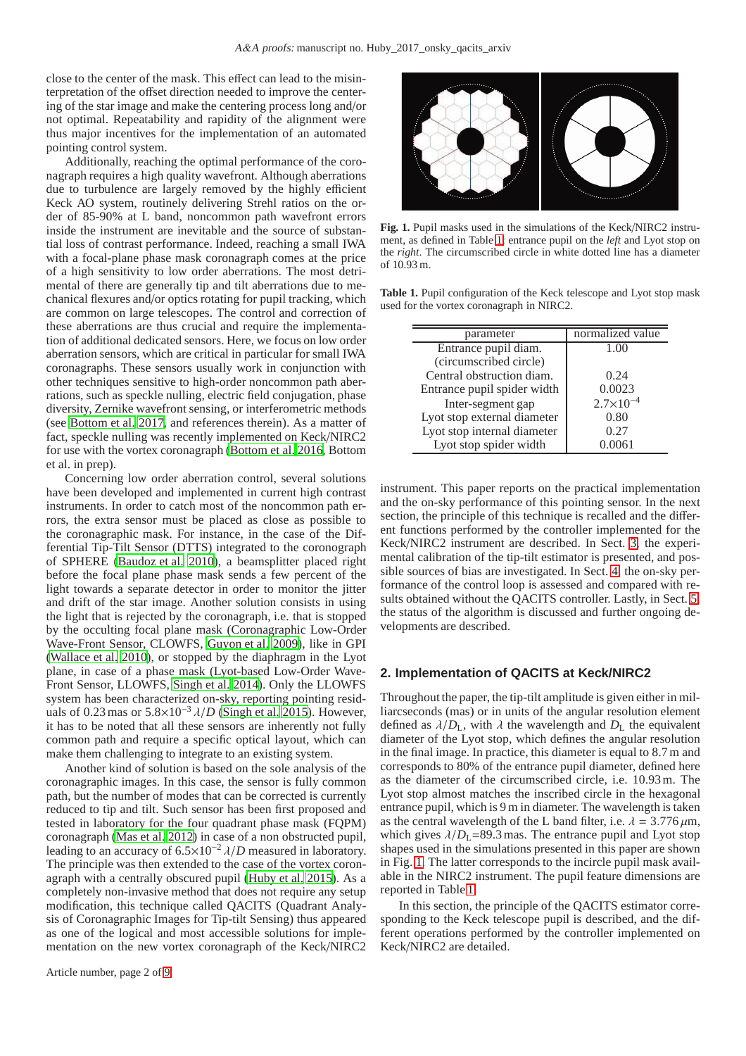close to the center of the mask. This effect can lead to the misinterpretation of the offset direction needed to improve the centering of the star image and make the centering process long and/or not optimal. Repeatability and rapidity of the alignment were thus major incentives for the implementation of an automated pointing control system.

Additionally, reaching the optimal performance of the coronagraph requires a high quality wavefront. Although aberrations due to turbulence are largely removed by the highly efficient Keck AO system, routinely delivering Strehl ratios on the order of 85-90% at L band, noncommon path wavefront errors inside the instrument are inevitable and the source of substantial loss of contrast performance. Indeed, reaching a small IWA with a focal-plane phase mask coronagraph comes at the price of a high sensitivity to low order aberrations. The most detrimental of there are generally tip and tilt aberrations due to mechanical flexures and/or optics rotating for pupil tracking, which are common on large telescopes. The control and correction of these aberrations are thus crucial and require the implementation of additional dedicated sensors. Here, we focus on low order aberration sensors, which are critical in particular for small IWA coronagraphs. These sensors usually work in conjunction with other techniques sensitive to high-order noncommon path aberrations, such as speckle nulling, electric field conjugation, phase diversity, Zernike wavefront sensing, or interferometric methods (see Bottom et al. 2017, and references therein). As a matter of fact, speckle nulling was recently implemented on Keck/NIRC2 for use with the vortex coronagraph (Bottom et al. 2016, Bottom et al. in prep).

Concerning low order aberration control, several solutions have been developed and implemented in current high contrast instruments. In order to catch most of the noncommon path errors, the extra sensor must be placed as close as possible to the coronagraphic mask. For instance, in the case of the Differential Tip-Tilt Sensor (DTTS) integrated to the coronagraph of SPHERE (Baudoz et al. 2010), a beamsplitter placed right before the focal plane phase mask sends a few percent of the light towards a separate detector in order to monitor the jitter and drift of the star image. Another solution consists in using the light that is rejected by the coronagraph, i.e. that is stopped by the occulting focal plane mask (Coronagraphic Low-Order Wave-Front Sensor, CLOWFS, Guyon et al. 2009), like in GPI (Wallace et al. 2010), or stopped by the diaphragm in the Lyot plane, in case of a phase mask (Lyot-based Low-Order Wave-Front Sensor, LLOWFS, Singh et al. 2014). Only the LLOWFS system has been characterized on-sky, reporting pointing residuals of 0.23 mas or $5.8{\times}10^{-3}\,\lambda/D$ (Singh et al. 2015). However, it has to be noted that all these sensors are inherently not fully common path and require a specific optical layout, which can make them challenging to integrate to an existing system.

Another kind of solution is based on the sole analysis of the coronagraphic images. In this case, the sensor is fully common path, but the number of modes that can be corrected is currently reduced to tip and tilt. Such sensor has been first proposed and tested in laboratory for the four quadrant phase mask (FQPM) coronagraph (Mas et al. 2012) in case of a non obstructed pupil, leading to an accuracy of $6.5{\times}10^{-2}\,\lambda/D$ measured in laboratory. The principle was then extended to the case of the vortex coronagraph with a centrally obscured pupil (Huby et al. 2015). As a completely non-invasive method that does not require any setup modification, this technique called QACITS (Quadrant Analysis of Coronagraphic Images for Tip-tilt Sensing) thus appeared as one of the logical and most accessible solutions for implementation on the new vortex coronagraph of the Keck/NIRC2 instrument. This paper reports on the practical implementation and the on-sky performance of this pointing sensor. In the next section, the principle of this technique is recalled and the different functions performed by the controller implemented for the Keck/NIRC2 instrument are described. In Sect. 3, the experimental calibration of the tip-tilt estimator is presented, and possible sources of bias are investigated. In Sect. 4, the on-sky performance of the control loop is assessed and compared with results obtained without the QACITS controller. Lastly, in Sect. 5, the status of the algorithm is discussed and further ongoing developments are described.

**Fig. 1.** Pupil masks used in the simulations of the Keck/NIRC2 instrument, as defined in Table 1: entrance pupil on the *left* and Lyot stop on the *right*. The circumscribed circle in white dotted line has a diameter of 10.93 m.

**Table 1.** Pupil configuration of the Keck telescope and Lyot stop mask used for the vortex coronagraph in NIRC2.

| parameter | normalized value |
|---|---|
| Entrance pupil diam. (circumscribed circle) | 1.00 |
| Central obstruction diam. | 0.24 |
| Entrance pupil spider width | 0.0023 |
| Inter-segment gap | $2.7{\times}10^{-4}$ |
| Lyot stop external diameter | 0.80 |
| Lyot stop internal diameter | 0.27 |
| Lyot stop spider width | 0.0061 |

## 2. Implementation of QACITS at Keck/NIRC2

Throughout the paper, the tip-tilt amplitude is given either in milliarcseconds (mas) or in units of the angular resolution element defined as $\lambda/D_{\rm L}$, with $\lambda$ the wavelength and $D_{\rm L}$ the equivalent diameter of the Lyot stop, which defines the angular resolution in the final image. In practice, this diameter is equal to 8.7 m and corresponds to 80% of the entrance pupil diameter, defined here as the diameter of the circumscribed circle, i.e. 10.93 m. The Lyot stop almost matches the inscribed circle in the hexagonal entrance pupil, which is 9 m in diameter. The wavelength is taken as the central wavelength of the L band filter, i.e. $\lambda = 3.776\,\mu$m, which gives $\lambda/D_{\rm L}$=89.3 mas. The entrance pupil and Lyot stop shapes used in the simulations presented in this paper are shown in Fig. 1. The latter corresponds to the incircle pupil mask available in the NIRC2 instrument. The pupil feature dimensions are reported in Table 1.

In this section, the principle of the QACITS estimator corresponding to the Keck telescope pupil is described, and the different operations performed by the controller implemented on Keck/NIRC2 are detailed.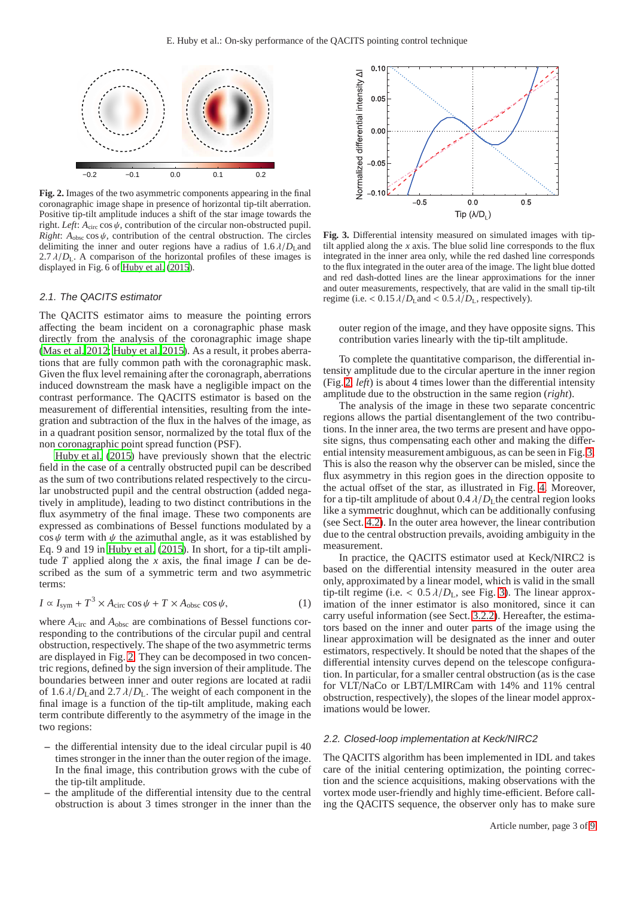**Fig. 2.** Images of the two asymmetric components appearing in the final coronagraphic image shape in presence of horizontal tip-tilt aberration. Positive tip-tilt amplitude induces a shift of the star image towards the right. *Left*: $A_{\rm circ}\cos\psi$, contribution of the circular non-obstructed pupil. *Right*: $A_{\rm obsc}\cos\psi$, contribution of the central obstruction. The circles delimiting the inner and outer regions have a radius of $1.6\,\lambda/D_{\rm L}$ and $2.7\,\lambda/D_{\rm L}$. A comparison of the horizontal profiles of these images is displayed in Fig. 6 of Huby et al. (2015).

### 2.1. The QACITS estimator

The QACITS estimator aims to measure the pointing errors affecting the beam incident on a coronagraphic phase mask directly from the analysis of the coronagraphic image shape (Mas et al. 2012; Huby et al. 2015). As a result, it probes aberrations that are fully common path with the coronagraphic mask. Given the flux level remaining after the coronagraph, aberrations induced downstream the mask have a negligible impact on the contrast performance. The QACITS estimator is based on the measurement of differential intensities, resulting from the integration and subtraction of the flux in the halves of the image, as in a quadrant position sensor, normalized by the total flux of the non coronagraphic point spread function (PSF).

Huby et al. (2015) have previously shown that the electric field in the case of a centrally obstructed pupil can be described as the sum of two contributions related respectively to the circular unobstructed pupil and the central obstruction (added negatively in amplitude), leading to two distinct contributions in the flux asymmetry of the final image. These two components are expressed as combinations of Bessel functions modulated by a $\cos\psi$ term with $\psi$ the azimuthal angle, as it was established by Eq. 9 and 19 in Huby et al. (2015). In short, for a tip-tilt amplitude $T$ applied along the $x$ axis, the final image $I$ can be described as the sum of a symmetric term and two asymmetric terms:

$$I \propto I_{\rm sym} + T^3 \times A_{\rm circ}\cos\psi + T \times A_{\rm obsc}\cos\psi, \qquad (1)$$

where $A_{\rm circ}$ and $A_{\rm obsc}$ are combinations of Bessel functions corresponding to the contributions of the circular pupil and central obstruction, respectively. The shape of the two asymmetric terms are displayed in Fig. 2. They can be decomposed in two concentric regions, defined by the sign inversion of their amplitude. The boundaries between inner and outer regions are located at radii of $1.6\,\lambda/D_{\rm L}$ and $2.7\,\lambda/D_{\rm L}$. The weight of each component in the final image is a function of the tip-tilt amplitude, making each term contribute differently to the asymmetry of the image in the two regions:

– the differential intensity due to the ideal circular pupil is 40 times stronger in the inner than the outer region of the image. In the final image, this contribution grows with the cube of the tip-tilt amplitude.
– the amplitude of the differential intensity due to the central obstruction is about 3 times stronger in the inner than the outer region of the image, and they have opposite signs. This contribution varies linearly with the tip-tilt amplitude.

**Fig. 3.** Differential intensity measured on simulated images with tip-tilt applied along the $x$ axis. The blue solid line corresponds to the flux integrated in the inner area only, while the red dashed line corresponds to the flux integrated in the outer area of the image. The light blue dotted and red dash-dotted lines are the linear approximations for the inner and outer measurements, respectively, that are valid in the small tip-tilt regime (i.e. $< 0.15\,\lambda/D_{\rm L}$ and $< 0.5\,\lambda/D_{\rm L}$, respectively).

To complete the quantitative comparison, the differential intensity amplitude due to the circular aperture in the inner region (Fig. 2 *left*) is about 4 times lower than the differential intensity amplitude due to the obstruction in the same region (*right*).

The analysis of the image in these two separate concentric regions allows the partial disentanglement of the two contributions. In the inner area, the two terms are present and have opposite signs, thus compensating each other and making the differential intensity measurement ambiguous, as can be seen in Fig. 3. This is also the reason why the observer can be misled, since the flux asymmetry in this region goes in the direction opposite to the actual offset of the star, as illustrated in Fig. 4. Moreover, for a tip-tilt amplitude of about $0.4\,\lambda/D_{\rm L}$ the central region looks like a symmetric doughnut, which can be additionally confusing (see Sect. 4.2). In the outer area however, the linear contribution due to the central obstruction prevails, avoiding ambiguity in the measurement.

In practice, the QACITS estimator used at Keck/NIRC2 is based on the differential intensity measured in the outer area only, approximated by a linear model, which is valid in the small tip-tilt regime (i.e. $< 0.5\,\lambda/D_{\rm L}$, see Fig. 3). The linear approximation of the inner estimator is also monitored, since it can carry useful information (see Sect. 3.2.2). Hereafter, the estimators based on the inner and outer parts of the image using the linear approximation will be designated as the inner and outer estimators, respectively. It should be noted that the shapes of the differential intensity curves depend on the telescope configuration. In particular, for a smaller central obstruction (as is the case for VLT/NaCo or LBT/LMIRCam with 14% and 11% central obstruction, respectively), the slopes of the linear model approximations would be lower.

### 2.2. Closed-loop implementation at Keck/NIRC2

The QACITS algorithm has been implemented in IDL and takes care of the initial centering optimization, the pointing correction and the science acquisitions, making observations with the vortex mode user-friendly and highly time-efficient. Before calling the QACITS sequence, the observer only has to make sure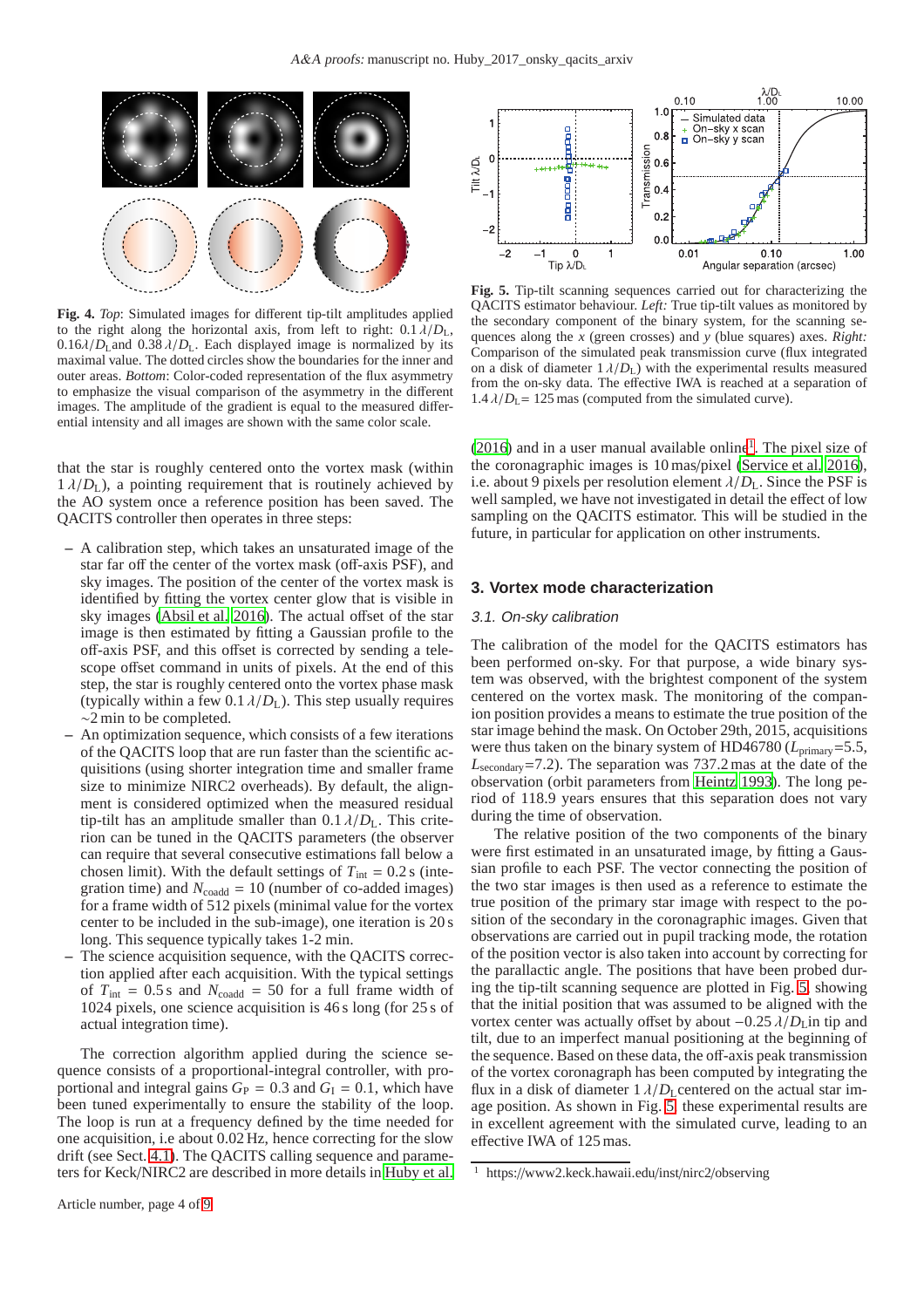**Fig. 4.** *Top*: Simulated images for different tip-tilt amplitudes applied to the right along the horizontal axis, from left to right: $0.1\,\lambda/D_L$, $0.16\lambda/D_L$ and $0.38\,\lambda/D_L$. Each displayed image is normalized by its maximal value. The dotted circles show the boundaries for the inner and outer areas. *Bottom*: Color-coded representation of the flux asymmetry to emphasize the visual comparison of the asymmetry in the different images. The amplitude of the gradient is equal to the measured differential intensity and all images are shown with the same color scale.

**Fig. 5.** Tip-tilt scanning sequences carried out for characterizing the QACITS estimator behaviour. *Left:* True tip-tilt values as monitored by the secondary component of the binary system, for the scanning sequences along the *x* (green crosses) and *y* (blue squares) axes. *Right:* Comparison of the simulated peak transmission curve (flux integrated on a disk of diameter $1\,\lambda/D_L$) with the experimental results measured from the on-sky data. The effective IWA is reached at a separation of $1.4\,\lambda/D_L = 125$ mas (computed from the simulated curve).

that the star is roughly centered onto the vortex mask (within $1\,\lambda/D_L$), a pointing requirement that is routinely achieved by the AO system once a reference position has been saved. The QACITS controller then operates in three steps:

- A calibration step, which takes an unsaturated image of the star far off the center of the vortex mask (off-axis PSF), and sky images. The position of the center of the vortex mask is identified by fitting the vortex center glow that is visible in sky images (Absil et al. 2016). The actual offset of the star image is then estimated by fitting a Gaussian profile to the off-axis PSF, and this offset is corrected by sending a telescope offset command in units of pixels. At the end of this step, the star is roughly centered onto the vortex phase mask (typically within a few $0.1\,\lambda/D_L$). This step usually requires $\sim$2 min to be completed.
- An optimization sequence, which consists of a few iterations of the QACITS loop that are run faster than the scientific acquisitions (using shorter integration time and smaller frame size to minimize NIRC2 overheads). By default, the alignment is considered optimized when the measured residual tip-tilt has an amplitude smaller than $0.1\,\lambda/D_L$. This criterion can be tuned in the QACITS parameters (the observer can require that several consecutive estimations fall below a chosen limit). With the default settings of $T_{\rm int} = 0.2$ s (integration time) and $N_{\rm coadd} = 10$ (number of co-added images) for a frame width of 512 pixels (minimal value for the vortex center to be included in the sub-image), one iteration is 20 s long. This sequence typically takes 1-2 min.
- The science acquisition sequence, with the QACITS correction applied after each acquisition. With the typical settings of $T_{\rm int} = 0.5$ s and $N_{\rm coadd} = 50$ for a full frame width of 1024 pixels, one science acquisition is 46 s long (for 25 s of actual integration time).

The correction algorithm applied during the science sequence consists of a proportional-integral controller, with proportional and integral gains $G_P = 0.3$ and $G_I = 0.1$, which have been tuned experimentally to ensure the stability of the loop. The loop is run at a frequency defined by the time needed for one acquisition, i.e about 0.02 Hz, hence correcting for the slow drift (see Sect. 4.1). The QACITS calling sequence and parameters for Keck/NIRC2 are described in more details in Huby et al. (2016) and in a user manual available online[1]. The pixel size of the coronagraphic images is 10 mas/pixel (Service et al. 2016), i.e. about 9 pixels per resolution element $\lambda/D_L$. Since the PSF is well sampled, we have not investigated in detail the effect of low sampling on the QACITS estimator. This will be studied in the future, in particular for application on other instruments.

## 3. Vortex mode characterization

### 3.1. On-sky calibration

The calibration of the model for the QACITS estimators has been performed on-sky. For that purpose, a wide binary system was observed, with the brightest component of the system centered on the vortex mask. The monitoring of the companion position provides a means to estimate the true position of the star image behind the mask. On October 29th, 2015, acquisitions were thus taken on the binary system of HD46780 ($L_{\rm primary}$=5.5, $L_{\rm secondary}$=7.2). The separation was 737.2 mas at the date of the observation (orbit parameters from Heintz 1993). The long period of 118.9 years ensures that this separation does not vary during the time of observation.

The relative position of the two components of the binary were first estimated in an unsaturated image, by fitting a Gaussian profile to each PSF. The vector connecting the position of the two star images is then used as a reference to estimate the true position of the primary star image with respect to the position of the secondary in the coronagraphic images. Given that observations are carried out in pupil tracking mode, the rotation of the position vector is also taken into account by correcting for the parallactic angle. The positions that have been probed during the tip-tilt scanning sequence are plotted in Fig. 5, showing that the initial position that was assumed to be aligned with the vortex center was actually offset by about $-0.25\,\lambda/D_L$ in tip and tilt, due to an imperfect manual positioning at the beginning of the sequence. Based on these data, the off-axis peak transmission of the vortex coronagraph has been computed by integrating the flux in a disk of diameter $1\,\lambda/D_L$ centered on the actual star image position. As shown in Fig. 5, these experimental results are in excellent agreement with the simulated curve, leading to an effective IWA of 125 mas.

[1] https://www2.keck.hawaii.edu/inst/nirc2/observing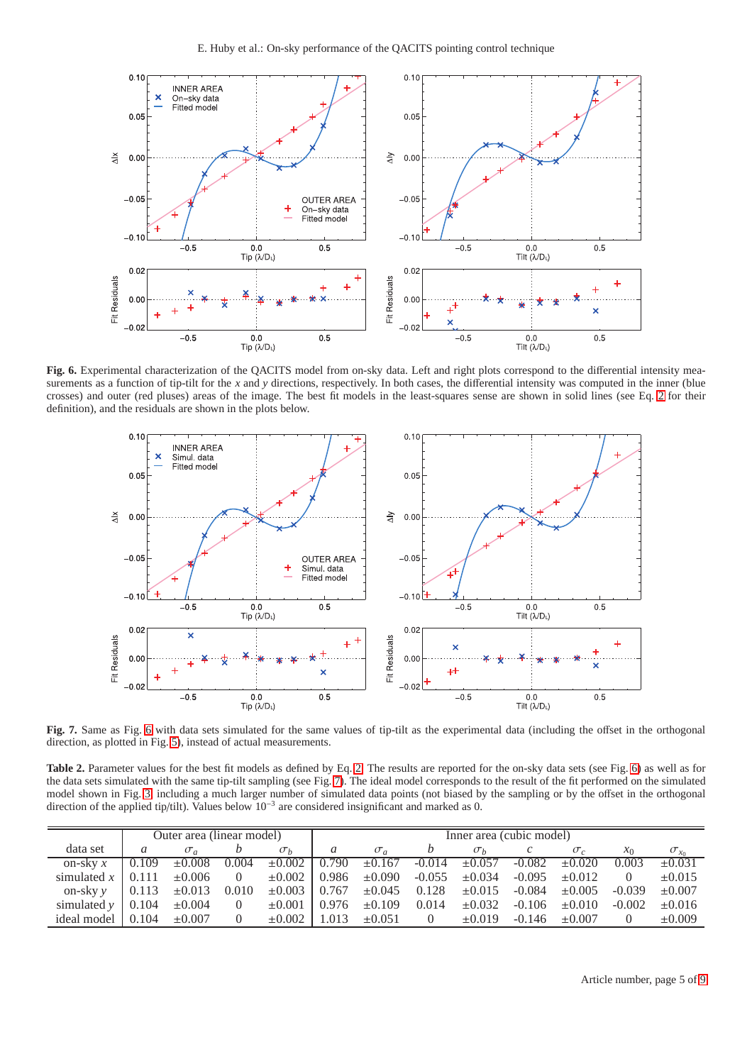**Fig. 6.** Experimental characterization of the QACITS model from on-sky data. Left and right plots correspond to the differential intensity measurements as a function of tip-tilt for the $x$ and $y$ directions, respectively. In both cases, the differential intensity was computed in the inner (blue crosses) and outer (red pluses) areas of the image. The best fit models in the least-squares sense are shown in solid lines (see Eq. 2 for their definition), and the residuals are shown in the plots below.

**Fig. 7.** Same as Fig. 6 with data sets simulated for the same values of tip-tilt as the experimental data (including the offset in the orthogonal direction, as plotted in Fig. 5), instead of actual measurements.

**Table 2.** Parameter values for the best fit models as defined by Eq. 2. The results are reported for the on-sky data sets (see Fig. 6) as well as for the data sets simulated with the same tip-tilt sampling (see Fig. 7). The ideal model corresponds to the result of the fit performed on the simulated model shown in Fig. 3, including a much larger number of simulated data points (not biased by the sampling or by the offset in the orthogonal direction of the applied tip/tilt). Values below $10^{-3}$ are considered insignificant and marked as 0.

| | Outer area (linear model) | | | | Inner area (cubic model) | | | | | | | |
|---|---|---|---|---|---|---|---|---|---|---|---|---|
| data set | $a$ | $\sigma_a$ | $b$ | $\sigma_b$ | $a$ | $\sigma_a$ | $b$ | $\sigma_b$ | $c$ | $\sigma_c$ | $x_0$ | $\sigma_{x_0}$ |
| on-sky $x$ | 0.109 | ±0.008 | 0.004 | ±0.002 | 0.790 | ±0.167 | -0.014 | ±0.057 | -0.082 | ±0.020 | 0.003 | ±0.031 |
| simulated $x$ | 0.111 | ±0.006 | 0 | ±0.002 | 0.986 | ±0.090 | -0.055 | ±0.034 | -0.095 | ±0.012 | 0 | ±0.015 |
| on-sky $y$ | 0.113 | ±0.013 | 0.010 | ±0.003 | 0.767 | ±0.045 | 0.128 | ±0.015 | -0.084 | ±0.005 | -0.039 | ±0.007 |
| simulated $y$ | 0.104 | ±0.004 | 0 | ±0.001 | 0.976 | ±0.109 | 0.014 | ±0.032 | -0.106 | ±0.010 | -0.002 | ±0.016 |
| ideal model | 0.104 | ±0.007 | 0 | ±0.002 | 1.013 | ±0.051 | 0 | ±0.019 | -0.146 | ±0.007 | 0 | ±0.009 |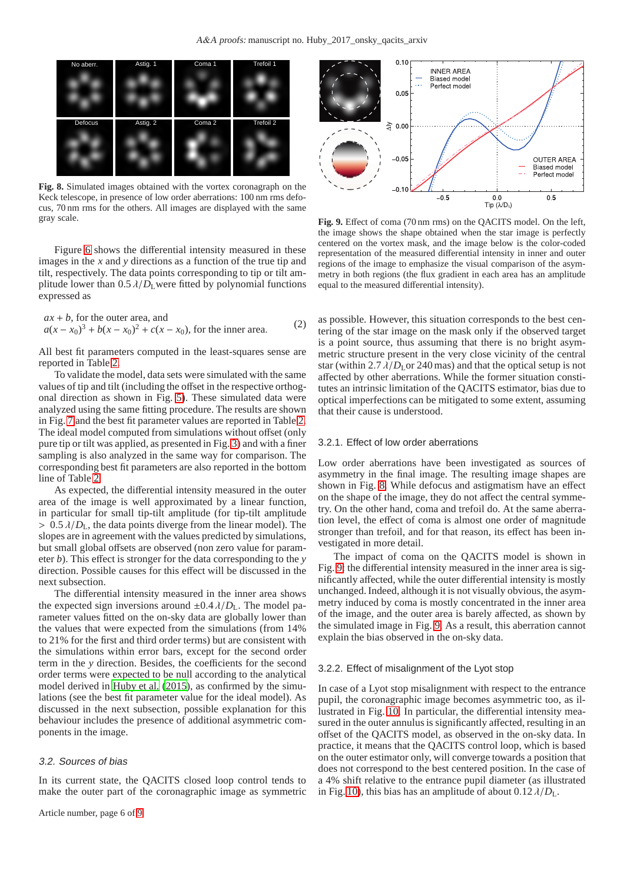Fig. 8. Simulated images obtained with the vortex coronagraph on the Keck telescope, in presence of low order aberrations: 100 nm rms defocus, 70 nm rms for the others. All images are displayed with the same gray scale.

Fig. 9. Effect of coma (70 nm rms) on the QACITS model. On the left, the image shows the shape obtained when the star image is perfectly centered on the vortex mask, and the image below is the color-coded representation of the measured differential intensity in inner and outer regions of the image to emphasize the visual comparison of the asymmetry in both regions (the flux gradient in each area has an amplitude equal to the measured differential intensity).

Figure 6 shows the differential intensity measured in these images in the $x$ and $y$ directions as a function of the true tip and tilt, respectively. The data points corresponding to tip or tilt amplitude lower than $0.5\,\lambda/D_{\mathrm{L}}$ were fitted by polynomial functions expressed as

$$
\begin{array}{l}
ax + b, \text{ for the outer area, and} \\
a(x - x_0)^3 + b(x - x_0)^2 + c(x - x_0), \text{ for the inner area.}
\end{array}
\tag{2}
$$

All best fit parameters computed in the least-squares sense are reported in Table 2.

To validate the model, data sets were simulated with the same values of tip and tilt (including the offset in the respective orthogonal direction as shown in Fig. 5). These simulated data were analyzed using the same fitting procedure. The results are shown in Fig. 7 and the best fit parameter values are reported in Table 2. The ideal model computed from simulations without offset (only pure tip or tilt was applied, as presented in Fig. 3) and with a finer sampling is also analyzed in the same way for comparison. The corresponding best fit parameters are also reported in the bottom line of Table 2.

As expected, the differential intensity measured in the outer area of the image is well approximated by a linear function, in particular for small tip-tilt amplitude (for tip-tilt amplitude $> 0.5\,\lambda/D_{\mathrm{L}}$, the data points diverge from the linear model). The slopes are in agreement with the values predicted by simulations, but small global offsets are observed (non zero value for parameter $b$). This effect is stronger for the data corresponding to the $y$ direction. Possible causes for this effect will be discussed in the next subsection.

The differential intensity measured in the inner area shows the expected sign inversions around $\pm 0.4\,\lambda/D_{\mathrm{L}}$. The model parameter values fitted on the on-sky data are globally lower than the values that were expected from the simulations (from 14% to 21% for the first and third order terms) but are consistent with the simulations within error bars, except for the second order term in the $y$ direction. Besides, the coefficients for the second order terms were expected to be null according to the analytical model derived in Huby et al. (2015), as confirmed by the simulations (see the best fit parameter value for the ideal model). As discussed in the next subsection, possible explanation for this behaviour includes the presence of additional asymmetric components in the image.

### 3.2. Sources of bias

In its current state, the QACITS closed loop control tends to make the outer part of the coronagraphic image as symmetric as possible. However, this situation corresponds to the best centering of the star image on the mask only if the observed target is a point source, thus assuming that there is no bright asymmetric structure present in the very close vicinity of the central star (within $2.7\,\lambda/D_{\mathrm{L}}$ or 240 mas) and that the optical setup is not affected by other aberrations. While the former situation constitutes an intrinsic limitation of the QACITS estimator, bias due to optical imperfections can be mitigated to some extent, assuming that their cause is understood.

#### 3.2.1. Effect of low order aberrations

Low order aberrations have been investigated as sources of asymmetry in the final image. The resulting image shapes are shown in Fig. 8. While defocus and astigmatism have an effect on the shape of the image, they do not affect the central symmetry. On the other hand, coma and trefoil do. At the same aberration level, the effect of coma is almost one order of magnitude stronger than trefoil, and for that reason, its effect has been investigated in more detail.

The impact of coma on the QACITS model is shown in Fig. 9: the differential intensity measured in the inner area is significantly affected, while the outer differential intensity is mostly unchanged. Indeed, although it is not visually obvious, the asymmetry induced by coma is mostly concentrated in the inner area of the image, and the outer area is barely affected, as shown by the simulated image in Fig. 9. As a result, this aberration cannot explain the bias observed in the on-sky data.

#### 3.2.2. Effect of misalignment of the Lyot stop

In case of a Lyot stop misalignment with respect to the entrance pupil, the coronagraphic image becomes asymmetric too, as illustrated in Fig. 10. In particular, the differential intensity measured in the outer annulus is significantly affected, resulting in an offset of the QACITS model, as observed in the on-sky data. In practice, it means that the QACITS control loop, which is based on the outer estimator only, will converge towards a position that does not correspond to the best centered position. In the case of a 4% shift relative to the entrance pupil diameter (as illustrated in Fig. 10), this bias has an amplitude of about $0.12\,\lambda/D_{\mathrm{L}}$.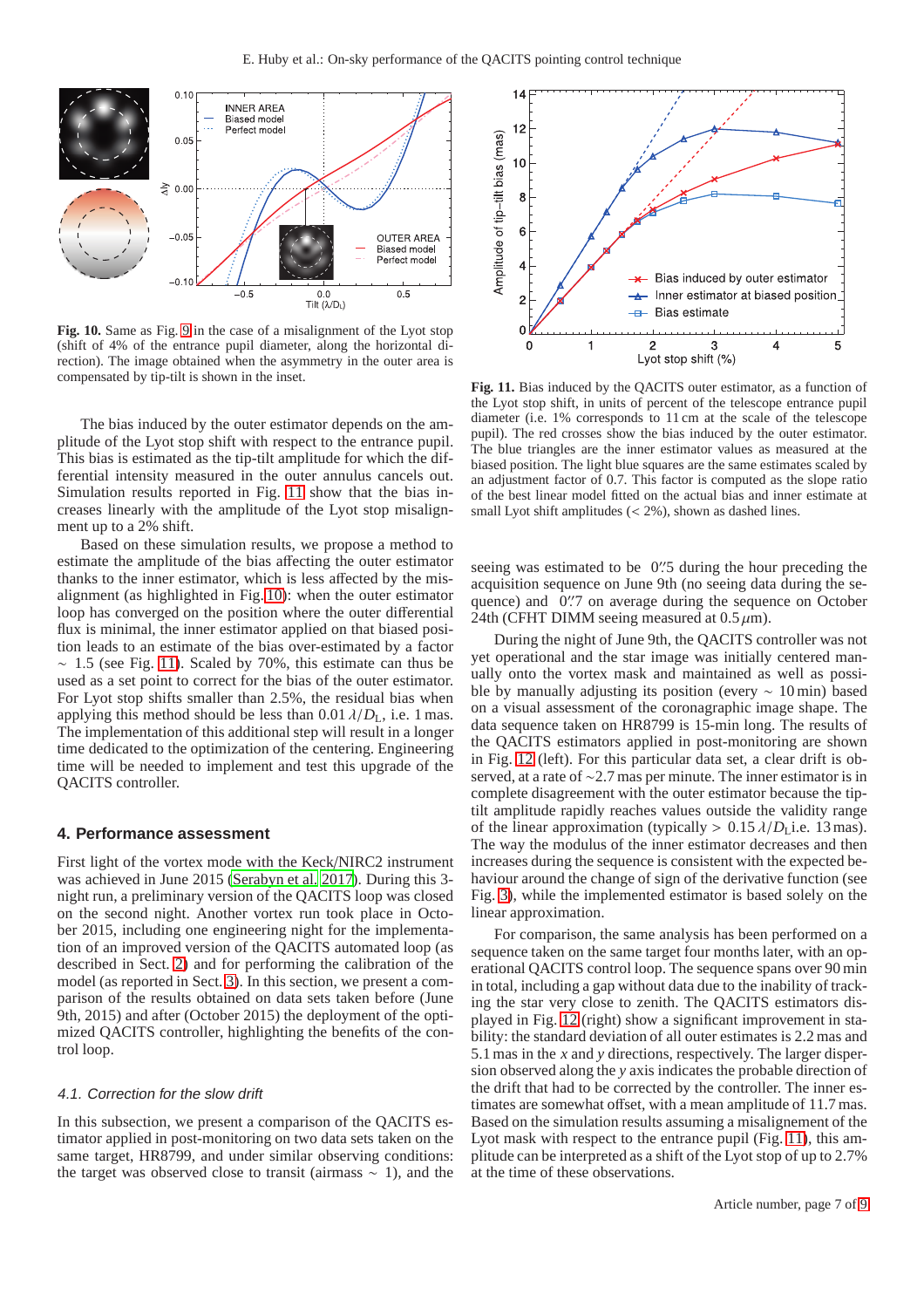Fig. 10. Same as Fig. 9 in the case of a misalignment of the Lyot stop (shift of 4% of the entrance pupil diameter, along the horizontal direction). The image obtained when the asymmetry in the outer area is compensated by tip-tilt is shown in the inset.

The bias induced by the outer estimator depends on the amplitude of the Lyot stop shift with respect to the entrance pupil. This bias is estimated as the tip-tilt amplitude for which the differential intensity measured in the outer annulus cancels out. Simulation results reported in Fig. 11 show that the bias increases linearly with the amplitude of the Lyot stop misalignment up to a 2% shift.

Based on these simulation results, we propose a method to estimate the amplitude of the bias affecting the outer estimator thanks to the inner estimator, which is less affected by the misalignment (as highlighted in Fig. 10): when the outer estimator loop has converged on the position where the outer differential flux is minimal, the inner estimator applied on that biased position leads to an estimate of the bias over-estimated by a factor $\sim$ 1.5 (see Fig. 11). Scaled by 70%, this estimate can thus be used as a set point to correct for the bias of the outer estimator. For Lyot stop shifts smaller than 2.5%, the residual bias when applying this method should be less than $0.01\,\lambda/D_L$, i.e. 1 mas. The implementation of this additional step will result in a longer time dedicated to the optimization of the centering. Engineering time will be needed to implement and test this upgrade of the QACITS controller.

## 4. Performance assessment

First light of the vortex mode with the Keck/NIRC2 instrument was achieved in June 2015 (Serabyn et al. 2017). During this 3-night run, a preliminary version of the QACITS loop was closed on the second night. Another vortex run took place in October 2015, including one engineering night for the implementation of an improved version of the QACITS automated loop (as described in Sect. 2) and for performing the calibration of the model (as reported in Sect. 3). In this section, we present a comparison of the results obtained on data sets taken before (June 9th, 2015) and after (October 2015) the deployment of the optimized QACITS controller, highlighting the benefits of the control loop.

### 4.1. Correction for the slow drift

In this subsection, we present a comparison of the QACITS estimator applied in post-monitoring on two data sets taken on the same target, HR8799, and under similar observing conditions: the target was observed close to transit (airmass $\sim$ 1), and the seeing was estimated to be 0.″5 during the hour preceding the acquisition sequence on June 9th (no seeing data during the sequence) and 0.″7 on average during the sequence on October 24th (CFHT DIMM seeing measured at 0.5 $\mu$m).

Fig. 11. Bias induced by the QACITS outer estimator, as a function of the Lyot stop shift, in units of percent of the telescope entrance pupil diameter (i.e. 1% corresponds to 11 cm at the scale of the telescope pupil). The red crosses show the bias induced by the outer estimator. The blue triangles are the inner estimator values as measured at the biased position. The light blue squares are the same estimates scaled by an adjustment factor of 0.7. This factor is computed as the slope ratio of the best linear model fitted on the actual bias and inner estimate at small Lyot shift amplitudes (< 2%), shown as dashed lines.

During the night of June 9th, the QACITS controller was not yet operational and the star image was initially centered manually onto the vortex mask and maintained as well as possible by manually adjusting its position (every $\sim$ 10 min) based on a visual assessment of the coronagraphic image shape. The data sequence taken on HR8799 is 15-min long. The results of the QACITS estimators applied in post-monitoring are shown in Fig. 12 (left). For this particular data set, a clear drift is observed, at a rate of ~2.7 mas per minute. The inner estimator is in complete disagreement with the outer estimator because the tip-tilt amplitude rapidly reaches values outside the validity range of the linear approximation (typically > $0.15\,\lambda/D_L$ i.e. 13 mas). The way the modulus of the inner estimator decreases and then increases during the sequence is consistent with the expected behaviour around the change of sign of the derivative function (see Fig. 3), while the implemented estimator is based solely on the linear approximation.

For comparison, the same analysis has been performed on a sequence taken on the same target four months later, with an operational QACITS control loop. The sequence spans over 90 min in total, including a gap without data due to the inability of tracking the star very close to zenith. The QACITS estimators displayed in Fig. 12 (right) show a significant improvement in stability: the standard deviation of all outer estimates is 2.2 mas and 5.1 mas in the $x$ and $y$ directions, respectively. The larger dispersion observed along the $y$ axis indicates the probable direction of the drift that had to be corrected by the controller. The inner estimates are somewhat offset, with a mean amplitude of 11.7 mas. Based on the simulation results assuming a misalignment of the Lyot mask with respect to the entrance pupil (Fig. 11), this amplitude can be interpreted as a shift of the Lyot stop of up to 2.7% at the time of these observations.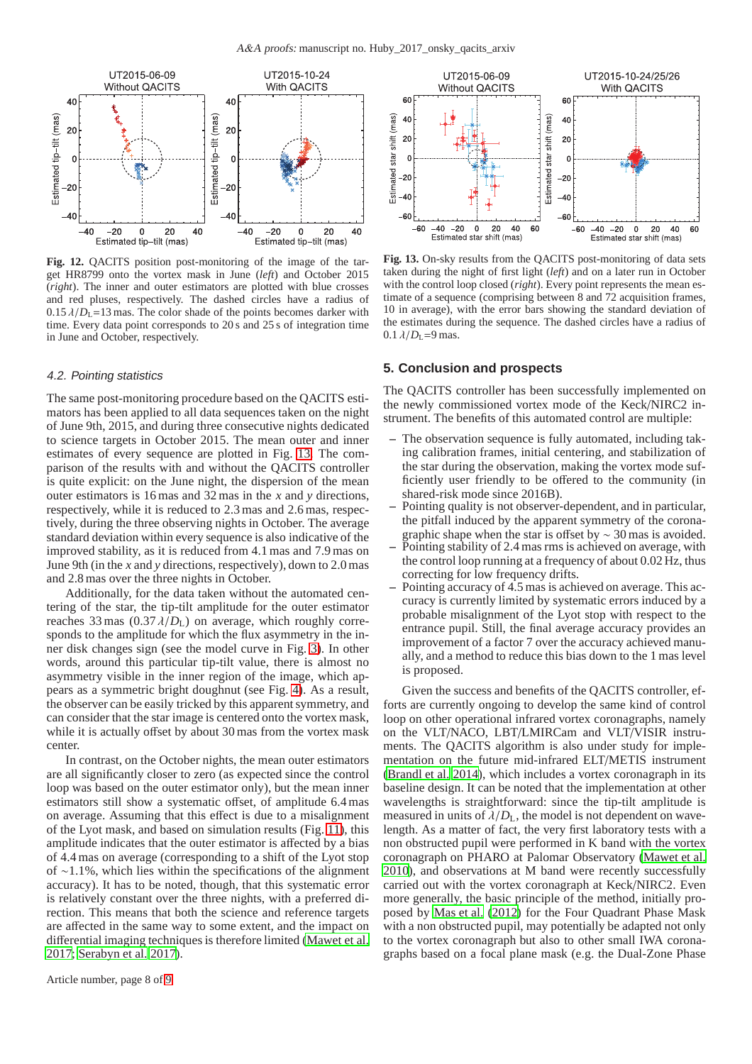**Fig. 12.** QACITS position post-monitoring of the image of the target HR8799 onto the vortex mask in June (*left*) and October 2015 (*right*). The inner and outer estimators are plotted with blue crosses and red pluses, respectively. The dashed circles have a radius of $0.15\,\lambda/D_{\rm L}$=13 mas. The color shade of the points becomes darker with time. Every data point corresponds to 20 s and 25 s of integration time in June and October, respectively.

**Fig. 13.** On-sky results from the QACITS post-monitoring of data sets taken during the night of first light (*left*) and on a later run in October with the control loop closed (*right*). Every point represents the mean estimate of a sequence (comprising between 8 and 72 acquisition frames, 10 in average), with the error bars showing the standard deviation of the estimates during the sequence. The dashed circles have a radius of $0.1\,\lambda/D_{\rm L}$=9 mas.

### 4.2. Pointing statistics

The same post-monitoring procedure based on the QACITS estimators has been applied to all data sequences taken on the night of June 9th, 2015, and during three consecutive nights dedicated to science targets in October 2015. The mean outer and inner estimates of every sequence are plotted in Fig. 13. The comparison of the results with and without the QACITS controller is quite explicit: on the June night, the dispersion of the mean outer estimators is 16 mas and 32 mas in the $x$ and $y$ directions, respectively, while it is reduced to 2.3 mas and 2.6 mas, respectively, during the three observing nights in October. The average standard deviation within every sequence is also indicative of the improved stability, as it is reduced from 4.1 mas and 7.9 mas on June 9th (in the $x$ and $y$ directions, respectively), down to 2.0 mas and 2.8 mas over the three nights in October.

Additionally, for the data taken without the automated centering of the star, the tip-tilt amplitude for the outer estimator reaches 33 mas ($0.37\,\lambda/D_{\rm L}$) on average, which roughly corresponds to the amplitude for which the flux asymmetry in the inner disk changes sign (see the model curve in Fig. 3). In other words, around this particular tip-tilt value, there is almost no asymmetry visible in the inner region of the image, which appears as a symmetric bright doughnut (see Fig. 4). As a result, the observer can be easily tricked by this apparent symmetry, and can consider that the star image is centered onto the vortex mask, while it is actually offset by about 30 mas from the vortex mask center.

In contrast, on the October nights, the mean outer estimators are all significantly closer to zero (as expected since the control loop was based on the outer estimator only), but the mean inner estimators still show a systematic offset, of amplitude 6.4 mas on average. Assuming that this effect is due to a misalignment of the Lyot mask, and based on simulation results (Fig. 11), this amplitude indicates that the outer estimator is affected by a bias of 4.4 mas on average (corresponding to a shift of the Lyot stop of ∼1.1%, which lies within the specifications of the alignment accuracy). It has to be noted, though, that this systematic error is relatively constant over the three nights, with a preferred direction. This means that both the science and reference targets are affected in the same way to some extent, and the impact on differential imaging techniques is therefore limited (Mawet et al. 2017; Serabyn et al. 2017).

## 5. Conclusion and prospects

The QACITS controller has been successfully implemented on the newly commissioned vortex mode of the Keck/NIRC2 instrument. The benefits of this automated control are multiple:

– The observation sequence is fully automated, including taking calibration frames, initial centering, and stabilization of the star during the observation, making the vortex mode sufficiently user friendly to be offered to the community (in shared-risk mode since 2016B).
– Pointing quality is not observer-dependent, and in particular, the pitfall induced by the apparent symmetry of the coronagraphic shape when the star is offset by ∼ 30 mas is avoided.
– Pointing stability of 2.4 mas rms is achieved on average, with the control loop running at a frequency of about 0.02 Hz, thus correcting for low frequency drifts.
– Pointing accuracy of 4.5 mas is achieved on average. This accuracy is currently limited by systematic errors induced by a probable misalignment of the Lyot stop with respect to the entrance pupil. Still, the final average accuracy provides an improvement of a factor 7 over the accuracy achieved manually, and a method to reduce this bias down to the 1 mas level is proposed.

Given the success and benefits of the QACITS controller, efforts are currently ongoing to develop the same kind of control loop on other operational infrared vortex coronagraphs, namely on the VLT/NACO, LBT/LMIRCam and VLT/VISIR instruments. The QACITS algorithm is also under study for implementation on the future mid-infrared ELT/METIS instrument (Brandl et al. 2014), which includes a vortex coronagraph in its baseline design. It can be noted that the implementation at other wavelengths is straightforward: since the tip-tilt amplitude is measured in units of $\lambda/D_{\rm L}$, the model is not dependent on wavelength. As a matter of fact, the very first laboratory tests with a non obstructed pupil were performed in K band with the vortex coronagraph on PHARO at Palomar Observatory (Mawet et al. 2010), and observations at M band were recently successfully carried out with the vortex coronagraph at Keck/NIRC2. Even more generally, the basic principle of the method, initially proposed by Mas et al. (2012) for the Four Quadrant Phase Mask with a non obstructed pupil, may potentially be adapted not only to the vortex coronagraph but also to other small IWA coronagraphs based on a focal plane mask (e.g. the Dual-Zone Phase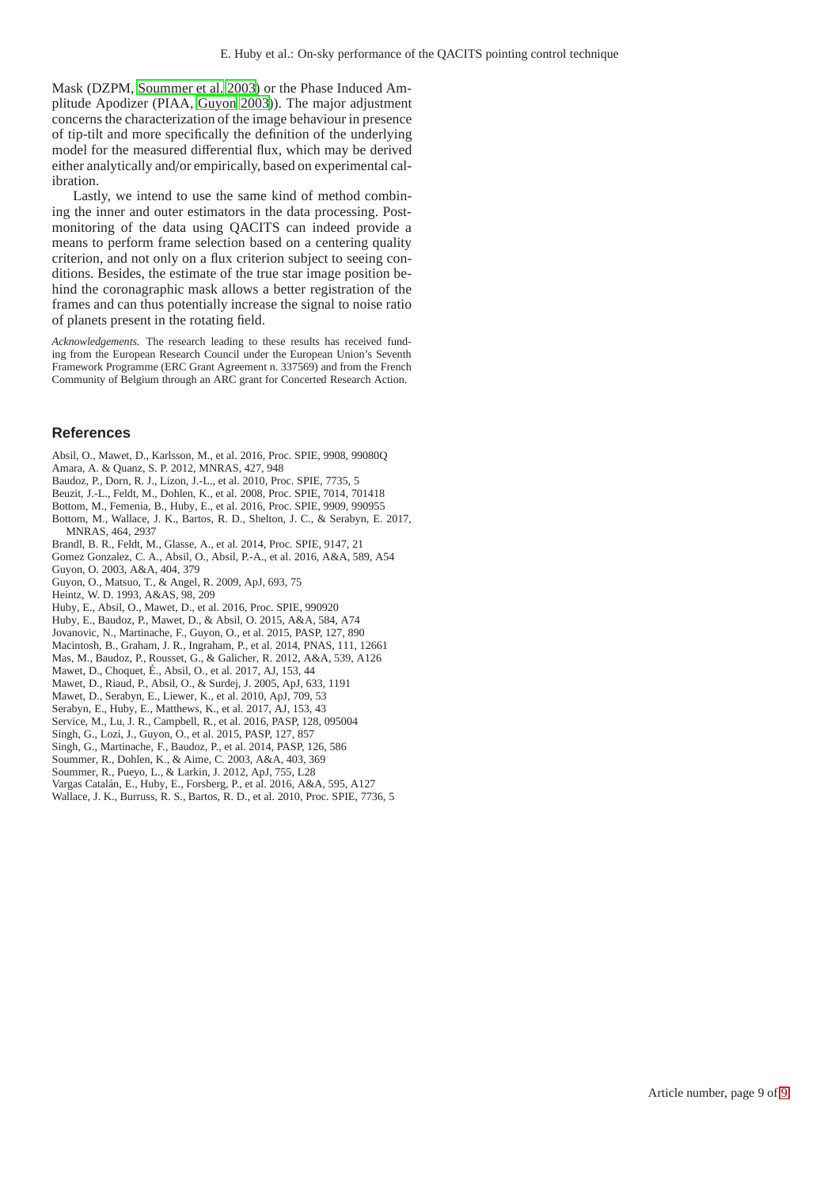Mask (DZPM, Soummer et al. 2003) or the Phase Induced Amplitude Apodizer (PIAA, Guyon 2003)). The major adjustment concerns the characterization of the image behaviour in presence of tip-tilt and more specifically the definition of the underlying model for the measured differential flux, which may be derived either analytically and/or empirically, based on experimental calibration.

Lastly, we intend to use the same kind of method combining the inner and outer estimators in the data processing. Post-monitoring of the data using QACITS can indeed provide a means to perform frame selection based on a centering quality criterion, and not only on a flux criterion subject to seeing conditions. Besides, the estimate of the true star image position behind the coronagraphic mask allows a better registration of the frames and can thus potentially increase the signal to noise ratio of planets present in the rotating field.

*Acknowledgements.* The research leading to these results has received funding from the European Research Council under the European Union's Seventh Framework Programme (ERC Grant Agreement n. 337569) and from the French Community of Belgium through an ARC grant for Concerted Research Action.

## References

Absil, O., Mawet, D., Karlsson, M., et al. 2016, Proc. SPIE, 9908, 99080Q
Amara, A. & Quanz, S. P. 2012, MNRAS, 427, 948
Baudoz, P., Dorn, R. J., Lizon, J.-L., et al. 2010, Proc. SPIE, 7735, 5
Beuzit, J.-L., Feldt, M., Dohlen, K., et al. 2008, Proc. SPIE, 7014, 701418
Bottom, M., Femenia, B., Huby, E., et al. 2016, Proc. SPIE, 9909, 990955
Bottom, M., Wallace, J. K., Bartos, R. D., Shelton, J. C., & Serabyn, E. 2017, MNRAS, 464, 2937
Brandl, B. R., Feldt, M., Glasse, A., et al. 2014, Proc. SPIE, 9147, 21
Gomez Gonzalez, C. A., Absil, O., Absil, P.-A., et al. 2016, A&A, 589, A54
Guyon, O. 2003, A&A, 404, 379
Guyon, O., Matsuo, T., & Angel, R. 2009, ApJ, 693, 75
Heintz, W. D. 1993, A&AS, 98, 209
Huby, E., Absil, O., Mawet, D., et al. 2016, Proc. SPIE, 990920
Huby, E., Baudoz, P., Mawet, D., & Absil, O. 2015, A&A, 584, A74
Jovanovic, N., Martinache, F., Guyon, O., et al. 2015, PASP, 127, 890
Macintosh, B., Graham, J. R., Ingraham, P., et al. 2014, PNAS, 111, 12661
Mas, M., Baudoz, P., Rousset, G., & Galicher, R. 2012, A&A, 539, A126
Mawet, D., Choquet, É., Absil, O., et al. 2017, AJ, 153, 44
Mawet, D., Riaud, P., Absil, O., & Surdej, J. 2005, ApJ, 633, 1191
Mawet, D., Serabyn, E., Liewer, K., et al. 2010, ApJ, 709, 53
Serabyn, E., Huby, E., Matthews, K., et al. 2017, AJ, 153, 43
Service, M., Lu, J. R., Campbell, R., et al. 2016, PASP, 128, 095004
Singh, G., Lozi, J., Guyon, O., et al. 2015, PASP, 127, 857
Singh, G., Martinache, F., Baudoz, P., et al. 2014, PASP, 126, 586
Soummer, R., Dohlen, K., & Aime, C. 2003, A&A, 403, 369
Soummer, R., Pueyo, L., & Larkin, J. 2012, ApJ, 755, L28
Vargas Catalán, E., Huby, E., Forsberg, P., et al. 2016, A&A, 595, A127
Wallace, J. K., Burruss, R. S., Bartos, R. D., et al. 2010, Proc. SPIE, 7736, 5